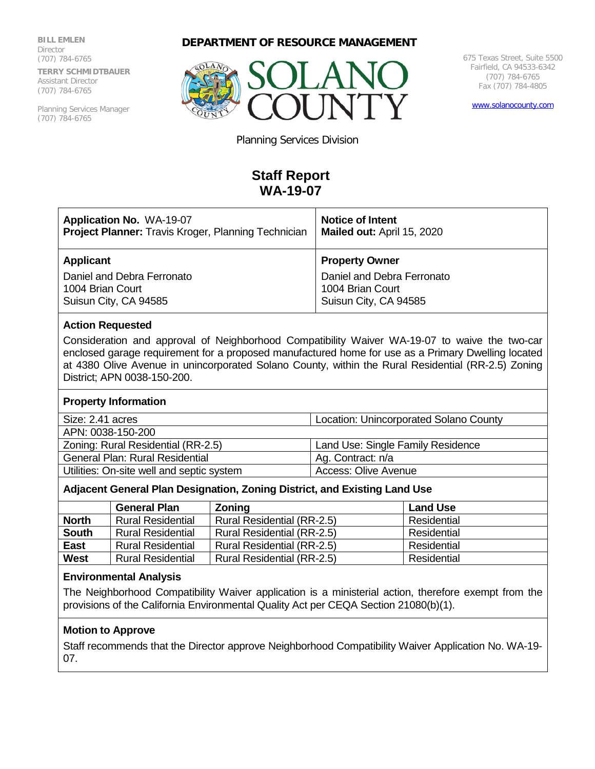**BILL EMLEN**
Director
(707) 784-6765

**TERRY SCHMIDTBAUER**
Assistant Director
(707) 784-6765

Planning Services Manager
(707) 784-6765

**DEPARTMENT OF RESOURCE MANAGEMENT**

SOLANO COUNTY

675 Texas Street, Suite 5500
Fairfield, CA 94533-6342
(707) 784-6765
Fax (707) 784-4805

www.solanocounty.com

Planning Services Division

# Staff Report
# WA-19-07

| **Application No.** WA-19-07<br>**Project Planner:** Travis Kroger, Planning Technician | **Notice of Intent**<br>**Mailed out:** April 15, 2020 |
|---|---|
| **Applicant**<br>Daniel and Debra Ferronato<br>1004 Brian Court<br>Suisun City, CA 94585 | **Property Owner**<br>Daniel and Debra Ferronato<br>1004 Brian Court<br>Suisun City, CA 94585 |

### Action Requested

Consideration and approval of Neighborhood Compatibility Waiver WA-19-07 to waive the two-car enclosed garage requirement for a proposed manufactured home for use as a Primary Dwelling located at 4380 Olive Avenue in unincorporated Solano County, within the Rural Residential (RR-2.5) Zoning District; APN 0038-150-200.

### Property Information

| | |
|---|---|
| Size: 2.41 acres | Location: Unincorporated Solano County |
| APN: 0038-150-200 | |
| Zoning: Rural Residential (RR-2.5) | Land Use: Single Family Residence |
| General Plan: Rural Residential | Ag. Contract: n/a |
| Utilities: On-site well and septic system | Access: Olive Avenue |

### Adjacent General Plan Designation, Zoning District, and Existing Land Use

| | General Plan | Zoning | Land Use |
|---|---|---|---|
| **North** | Rural Residential | Rural Residential (RR-2.5) | Residential |
| **South** | Rural Residential | Rural Residential (RR-2.5) | Residential |
| **East** | Rural Residential | Rural Residential (RR-2.5) | Residential |
| **West** | Rural Residential | Rural Residential (RR-2.5) | Residential |

### Environmental Analysis

The Neighborhood Compatibility Waiver application is a ministerial action, therefore exempt from the provisions of the California Environmental Quality Act per CEQA Section 21080(b)(1).

### Motion to Approve

Staff recommends that the Director approve Neighborhood Compatibility Waiver Application No. WA-19-07.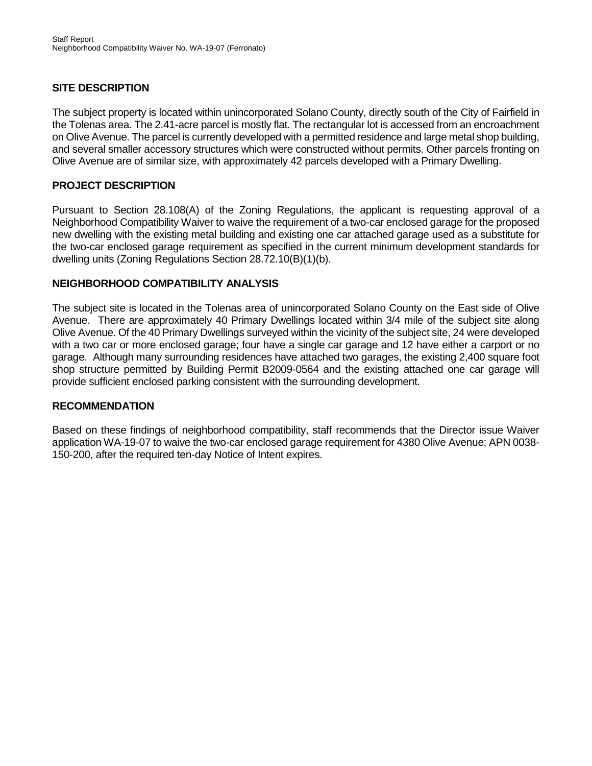## SITE DESCRIPTION

The subject property is located within unincorporated Solano County, directly south of the City of Fairfield in the Tolenas area. The 2.41-acre parcel is mostly flat. The rectangular lot is accessed from an encroachment on Olive Avenue. The parcel is currently developed with a permitted residence and large metal shop building, and several smaller accessory structures which were constructed without permits. Other parcels fronting on Olive Avenue are of similar size, with approximately 42 parcels developed with a Primary Dwelling.

## PROJECT DESCRIPTION

Pursuant to Section 28.108(A) of the Zoning Regulations, the applicant is requesting approval of a Neighborhood Compatibility Waiver to waive the requirement of a two-car enclosed garage for the proposed new dwelling with the existing metal building and existing one car attached garage used as a substitute for the two-car enclosed garage requirement as specified in the current minimum development standards for dwelling units (Zoning Regulations Section 28.72.10(B)(1)(b).

## NEIGHBORHOOD COMPATIBILITY ANALYSIS

The subject site is located in the Tolenas area of unincorporated Solano County on the East side of Olive Avenue. There are approximately 40 Primary Dwellings located within 3/4 mile of the subject site along Olive Avenue. Of the 40 Primary Dwellings surveyed within the vicinity of the subject site, 24 were developed with a two car or more enclosed garage; four have a single car garage and 12 have either a carport or no garage. Although many surrounding residences have attached two garages, the existing 2,400 square foot shop structure permitted by Building Permit B2009-0564 and the existing attached one car garage will provide sufficient enclosed parking consistent with the surrounding development.

## RECOMMENDATION

Based on these findings of neighborhood compatibility, staff recommends that the Director issue Waiver application WA-19-07 to waive the two-car enclosed garage requirement for 4380 Olive Avenue; APN 0038-150-200, after the required ten-day Notice of Intent expires.